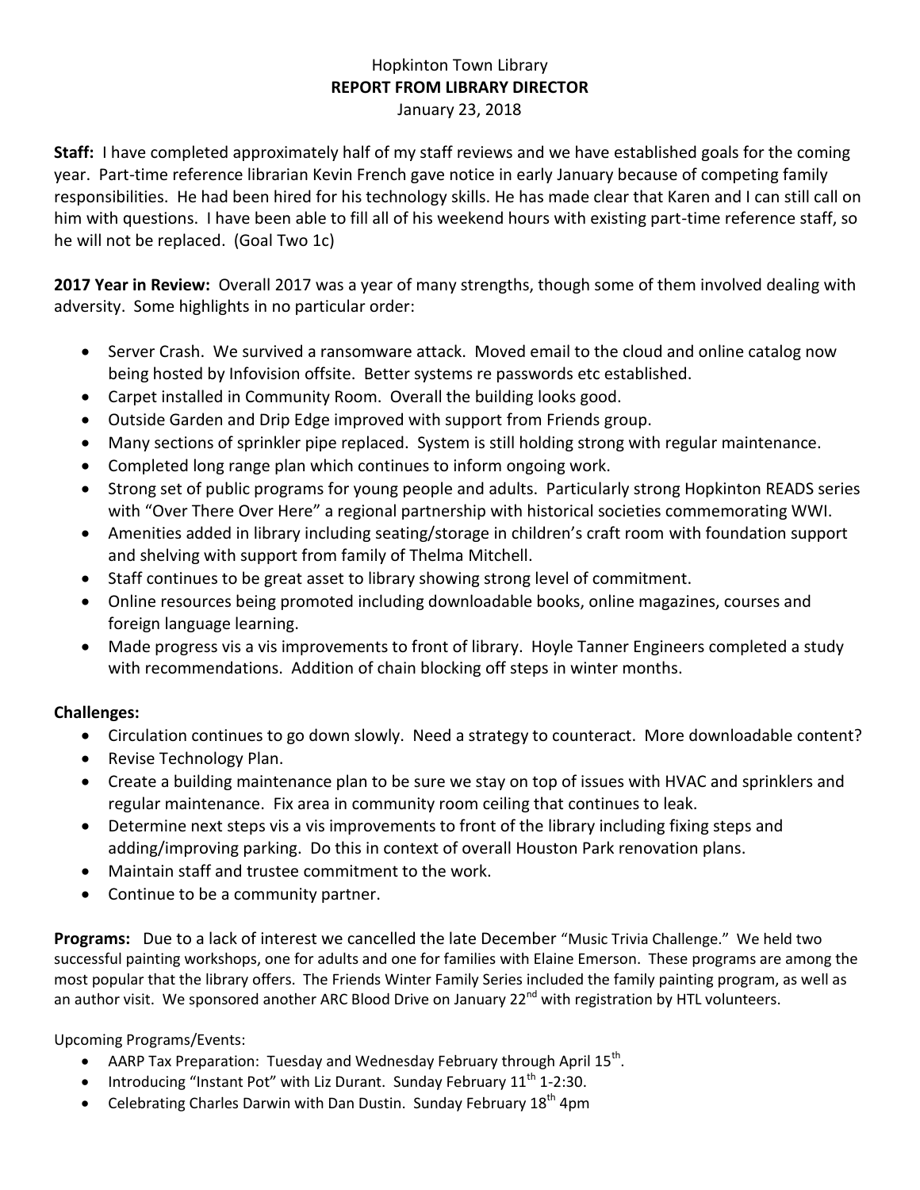Hopkinton Town Library

**REPORT FROM LIBRARY DIRECTOR**

January 23, 2018

**Staff:** I have completed approximately half of my staff reviews and we have established goals for the coming year. Part-time reference librarian Kevin French gave notice in early January because of competing family responsibilities. He had been hired for his technology skills. He has made clear that Karen and I can still call on him with questions. I have been able to fill all of his weekend hours with existing part-time reference staff, so he will not be replaced. (Goal Two 1c)

**2017 Year in Review:** Overall 2017 was a year of many strengths, though some of them involved dealing with adversity. Some highlights in no particular order:

- Server Crash. We survived a ransomware attack. Moved email to the cloud and online catalog now being hosted by Infovision offsite. Better systems re passwords etc established.
- Carpet installed in Community Room. Overall the building looks good.
- Outside Garden and Drip Edge improved with support from Friends group.
- Many sections of sprinkler pipe replaced. System is still holding strong with regular maintenance.
- Completed long range plan which continues to inform ongoing work.
- Strong set of public programs for young people and adults. Particularly strong Hopkinton READS series with "Over There Over Here" a regional partnership with historical societies commemorating WWI.
- Amenities added in library including seating/storage in children's craft room with foundation support and shelving with support from family of Thelma Mitchell.
- Staff continues to be great asset to library showing strong level of commitment.
- Online resources being promoted including downloadable books, online magazines, courses and foreign language learning.
- Made progress vis a vis improvements to front of library. Hoyle Tanner Engineers completed a study with recommendations. Addition of chain blocking off steps in winter months.

**Challenges:**

- Circulation continues to go down slowly. Need a strategy to counteract. More downloadable content?
- Revise Technology Plan.
- Create a building maintenance plan to be sure we stay on top of issues with HVAC and sprinklers and regular maintenance. Fix area in community room ceiling that continues to leak.
- Determine next steps vis a vis improvements to front of the library including fixing steps and adding/improving parking. Do this in context of overall Houston Park renovation plans.
- Maintain staff and trustee commitment to the work.
- Continue to be a community partner.

**Programs:** Due to a lack of interest we cancelled the late December "Music Trivia Challenge." We held two successful painting workshops, one for adults and one for families with Elaine Emerson. These programs are among the most popular that the library offers. The Friends Winter Family Series included the family painting program, as well as an author visit. We sponsored another ARC Blood Drive on January 22nd with registration by HTL volunteers.

Upcoming Programs/Events:

- AARP Tax Preparation: Tuesday and Wednesday February through April 15th.
- Introducing "Instant Pot" with Liz Durant. Sunday February 11th 1-2:30.
- Celebrating Charles Darwin with Dan Dustin. Sunday February 18th 4pm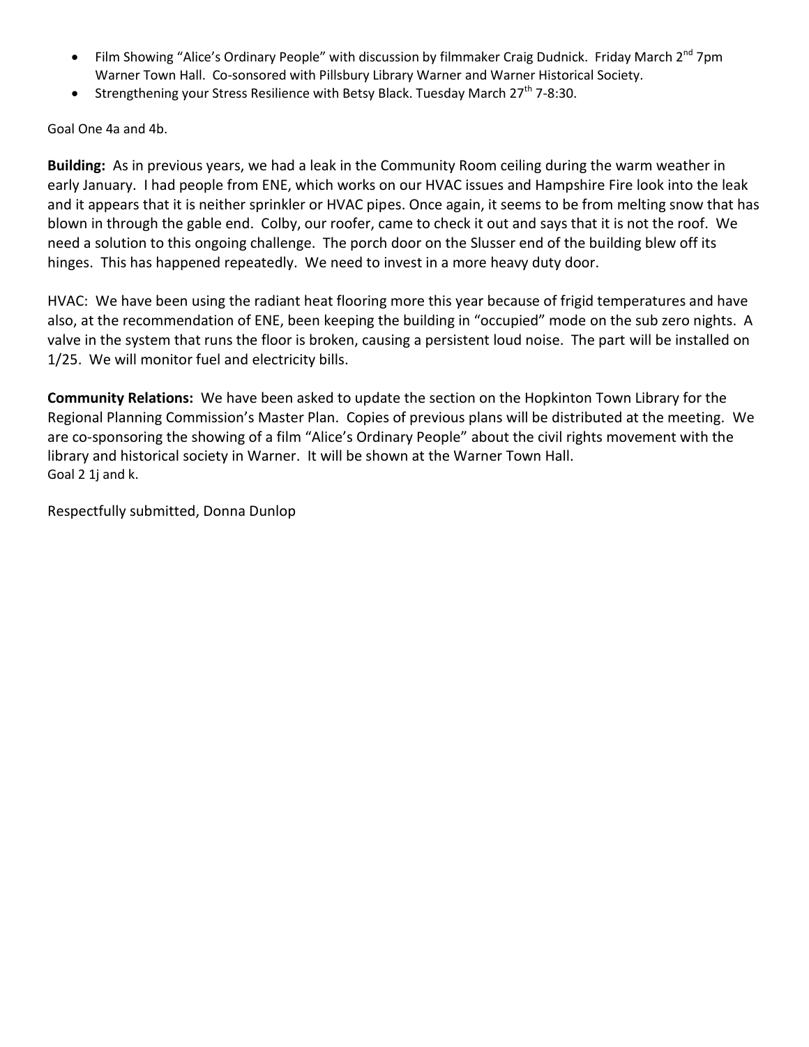- Film Showing "Alice's Ordinary People" with discussion by filmmaker Craig Dudnick. Friday March 2nd 7pm Warner Town Hall. Co-sonsored with Pillsbury Library Warner and Warner Historical Society.
- Strengthening your Stress Resilience with Betsy Black. Tuesday March 27th 7-8:30.

Goal One 4a and 4b.

**Building:** As in previous years, we had a leak in the Community Room ceiling during the warm weather in early January. I had people from ENE, which works on our HVAC issues and Hampshire Fire look into the leak and it appears that it is neither sprinkler or HVAC pipes. Once again, it seems to be from melting snow that has blown in through the gable end. Colby, our roofer, came to check it out and says that it is not the roof. We need a solution to this ongoing challenge. The porch door on the Slusser end of the building blew off its hinges. This has happened repeatedly. We need to invest in a more heavy duty door.

HVAC: We have been using the radiant heat flooring more this year because of frigid temperatures and have also, at the recommendation of ENE, been keeping the building in "occupied" mode on the sub zero nights. A valve in the system that runs the floor is broken, causing a persistent loud noise. The part will be installed on 1/25. We will monitor fuel and electricity bills.

**Community Relations:** We have been asked to update the section on the Hopkinton Town Library for the Regional Planning Commission's Master Plan. Copies of previous plans will be distributed at the meeting. We are co-sponsoring the showing of a film "Alice's Ordinary People" about the civil rights movement with the library and historical society in Warner. It will be shown at the Warner Town Hall.
Goal 2 1j and k.

Respectfully submitted, Donna Dunlop